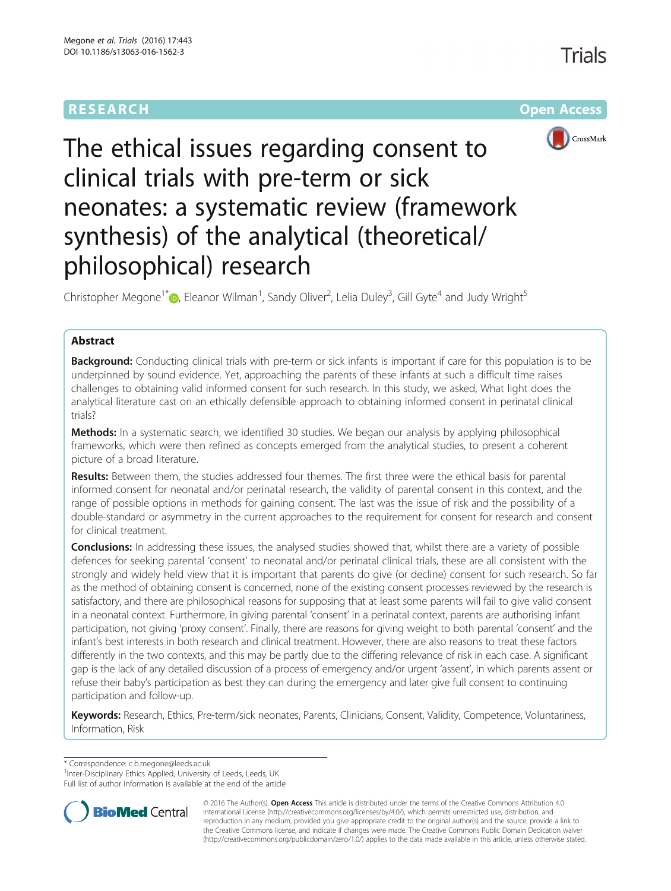RESEARCH Open Access

# The ethical issues regarding consent to clinical trials with pre-term or sick neonates: a systematic review (framework synthesis) of the analytical (theoretical/philosophical) research

Christopher Megone[1*], Eleanor Wilman[1], Sandy Oliver[2], Lelia Duley[3], Gill Gyte[4] and Judy Wright[5]

## Abstract

**Background:** Conducting clinical trials with pre-term or sick infants is important if care for this population is to be underpinned by sound evidence. Yet, approaching the parents of these infants at such a difficult time raises challenges to obtaining valid informed consent for such research. In this study, we asked, What light does the analytical literature cast on an ethically defensible approach to obtaining informed consent in perinatal clinical trials?

**Methods:** In a systematic search, we identified 30 studies. We began our analysis by applying philosophical frameworks, which were then refined as concepts emerged from the analytical studies, to present a coherent picture of a broad literature.

**Results:** Between them, the studies addressed four themes. The first three were the ethical basis for parental informed consent for neonatal and/or perinatal research, the validity of parental consent in this context, and the range of possible options in methods for gaining consent. The last was the issue of risk and the possibility of a double-standard or asymmetry in the current approaches to the requirement for consent for research and consent for clinical treatment.

**Conclusions:** In addressing these issues, the analysed studies showed that, whilst there are a variety of possible defences for seeking parental 'consent' to neonatal and/or perinatal clinical trials, these are all consistent with the strongly and widely held view that it is important that parents do give (or decline) consent for such research. So far as the method of obtaining consent is concerned, none of the existing consent processes reviewed by the research is satisfactory, and there are philosophical reasons for supposing that at least some parents will fail to give valid consent in a neonatal context. Furthermore, in giving parental 'consent' in a perinatal context, parents are authorising infant participation, not giving 'proxy consent'. Finally, there are reasons for giving weight to both parental 'consent' and the infant's best interests in both research and clinical treatment. However, there are also reasons to treat these factors differently in the two contexts, and this may be partly due to the differing relevance of risk in each case. A significant gap is the lack of any detailed discussion of a process of emergency and/or urgent 'assent', in which parents assent or refuse their baby's participation as best they can during the emergency and later give full consent to continuing participation and follow-up.

**Keywords:** Research, Ethics, Pre-term/sick neonates, Parents, Clinicians, Consent, Validity, Competence, Voluntariness, Information, Risk

\* Correspondence: c.b.megone@leeds.ac.uk
[1]Inter-Disciplinary Ethics Applied, University of Leeds, Leeds, UK
Full list of author information is available at the end of the article

© 2016 The Author(s). **Open Access** This article is distributed under the terms of the Creative Commons Attribution 4.0 International License (http://creativecommons.org/licenses/by/4.0/), which permits unrestricted use, distribution, and reproduction in any medium, provided you give appropriate credit to the original author(s) and the source, provide a link to the Creative Commons license, and indicate if changes were made. The Creative Commons Public Domain Dedication waiver (http://creativecommons.org/publicdomain/zero/1.0/) applies to the data made available in this article, unless otherwise stated.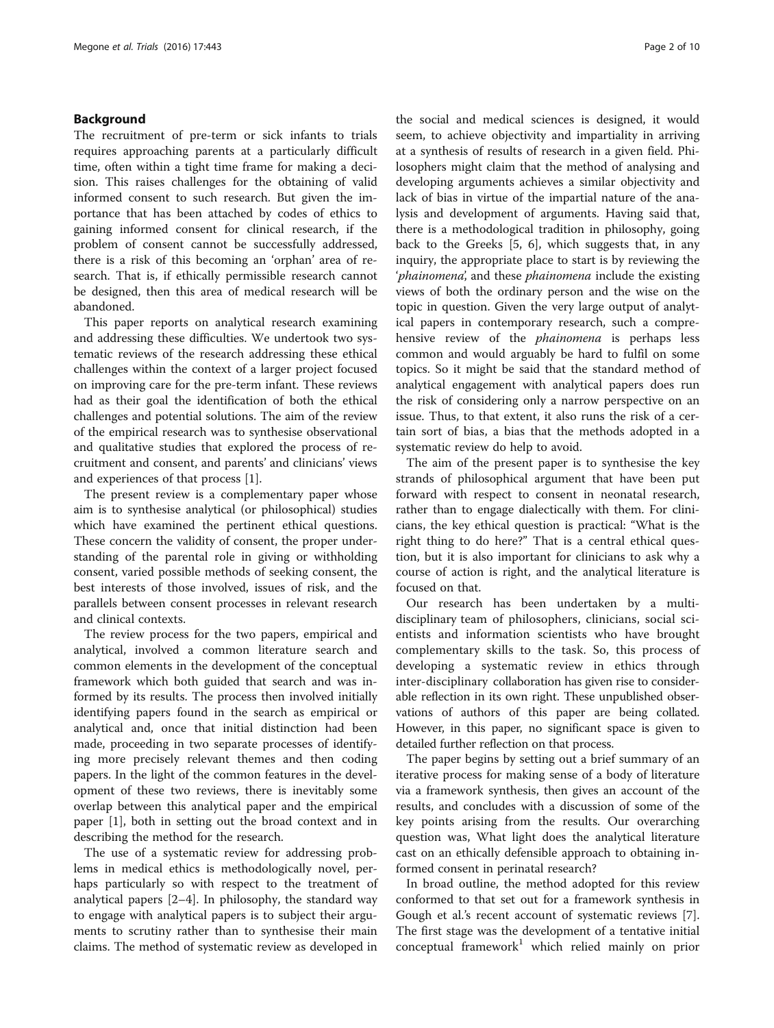## Background

The recruitment of pre-term or sick infants to trials requires approaching parents at a particularly difficult time, often within a tight time frame for making a decision. This raises challenges for the obtaining of valid informed consent to such research. But given the importance that has been attached by codes of ethics to gaining informed consent for clinical research, if the problem of consent cannot be successfully addressed, there is a risk of this becoming an 'orphan' area of research. That is, if ethically permissible research cannot be designed, then this area of medical research will be abandoned.

This paper reports on analytical research examining and addressing these difficulties. We undertook two systematic reviews of the research addressing these ethical challenges within the context of a larger project focused on improving care for the pre-term infant. These reviews had as their goal the identification of both the ethical challenges and potential solutions. The aim of the review of the empirical research was to synthesise observational and qualitative studies that explored the process of recruitment and consent, and parents' and clinicians' views and experiences of that process [1].

The present review is a complementary paper whose aim is to synthesise analytical (or philosophical) studies which have examined the pertinent ethical questions. These concern the validity of consent, the proper understanding of the parental role in giving or withholding consent, varied possible methods of seeking consent, the best interests of those involved, issues of risk, and the parallels between consent processes in relevant research and clinical contexts.

The review process for the two papers, empirical and analytical, involved a common literature search and common elements in the development of the conceptual framework which both guided that search and was informed by its results. The process then involved initially identifying papers found in the search as empirical or analytical and, once that initial distinction had been made, proceeding in two separate processes of identifying more precisely relevant themes and then coding papers. In the light of the common features in the development of these two reviews, there is inevitably some overlap between this analytical paper and the empirical paper [1], both in setting out the broad context and in describing the method for the research.

The use of a systematic review for addressing problems in medical ethics is methodologically novel, perhaps particularly so with respect to the treatment of analytical papers [2–4]. In philosophy, the standard way to engage with analytical papers is to subject their arguments to scrutiny rather than to synthesise their main claims. The method of systematic review as developed in the social and medical sciences is designed, it would seem, to achieve objectivity and impartiality in arriving at a synthesis of results of research in a given field. Philosophers might claim that the method of analysing and developing arguments achieves a similar objectivity and lack of bias in virtue of the impartial nature of the analysis and development of arguments. Having said that, there is a methodological tradition in philosophy, going back to the Greeks [5, 6], which suggests that, in any inquiry, the appropriate place to start is by reviewing the '*phainomena*', and these *phainomena* include the existing views of both the ordinary person and the wise on the topic in question. Given the very large output of analytical papers in contemporary research, such a comprehensive review of the *phainomena* is perhaps less common and would arguably be hard to fulfil on some topics. So it might be said that the standard method of analytical engagement with analytical papers does run the risk of considering only a narrow perspective on an issue. Thus, to that extent, it also runs the risk of a certain sort of bias, a bias that the methods adopted in a systematic review do help to avoid.

The aim of the present paper is to synthesise the key strands of philosophical argument that have been put forward with respect to consent in neonatal research, rather than to engage dialectically with them. For clinicians, the key ethical question is practical: "What is the right thing to do here?" That is a central ethical question, but it is also important for clinicians to ask why a course of action is right, and the analytical literature is focused on that.

Our research has been undertaken by a multidisciplinary team of philosophers, clinicians, social scientists and information scientists who have brought complementary skills to the task. So, this process of developing a systematic review in ethics through inter-disciplinary collaboration has given rise to considerable reflection in its own right. These unpublished observations of authors of this paper are being collated. However, in this paper, no significant space is given to detailed further reflection on that process.

The paper begins by setting out a brief summary of an iterative process for making sense of a body of literature via a framework synthesis, then gives an account of the results, and concludes with a discussion of some of the key points arising from the results. Our overarching question was, What light does the analytical literature cast on an ethically defensible approach to obtaining informed consent in perinatal research?

In broad outline, the method adopted for this review conformed to that set out for a framework synthesis in Gough et al.'s recent account of systematic reviews [7]. The first stage was the development of a tentative initial conceptual framework[1] which relied mainly on prior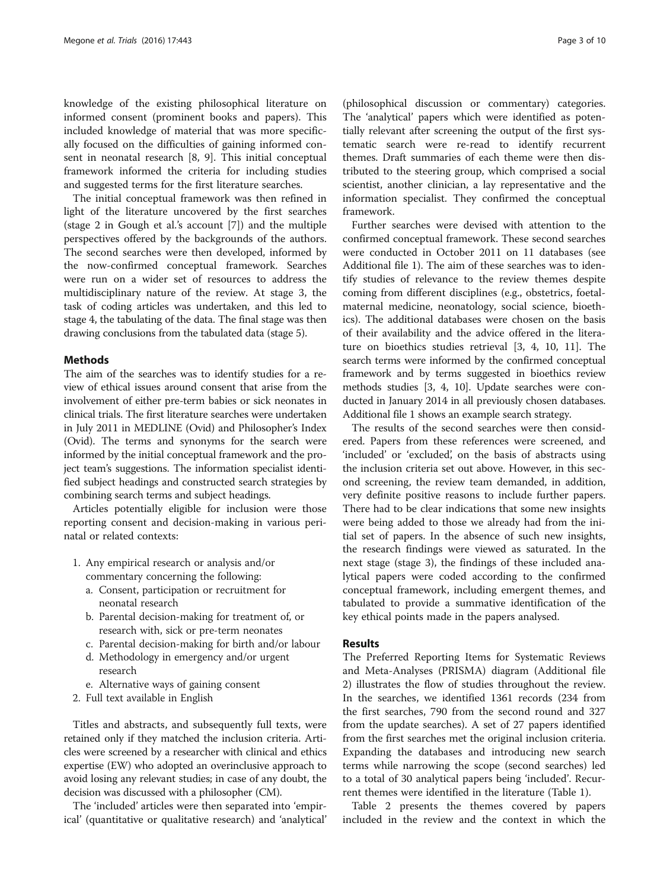knowledge of the existing philosophical literature on informed consent (prominent books and papers). This included knowledge of material that was more specifically focused on the difficulties of gaining informed consent in neonatal research [8, 9]. This initial conceptual framework informed the criteria for including studies and suggested terms for the first literature searches.

The initial conceptual framework was then refined in light of the literature uncovered by the first searches (stage 2 in Gough et al.'s account [7]) and the multiple perspectives offered by the backgrounds of the authors. The second searches were then developed, informed by the now-confirmed conceptual framework. Searches were run on a wider set of resources to address the multidisciplinary nature of the review. At stage 3, the task of coding articles was undertaken, and this led to stage 4, the tabulating of the data. The final stage was then drawing conclusions from the tabulated data (stage 5).

## Methods

The aim of the searches was to identify studies for a review of ethical issues around consent that arise from the involvement of either pre-term babies or sick neonates in clinical trials. The first literature searches were undertaken in July 2011 in MEDLINE (Ovid) and Philosopher's Index (Ovid). The terms and synonyms for the search were informed by the initial conceptual framework and the project team's suggestions. The information specialist identified subject headings and constructed search strategies by combining search terms and subject headings.

Articles potentially eligible for inclusion were those reporting consent and decision-making in various perinatal or related contexts:

1. Any empirical research or analysis and/or commentary concerning the following:
   a. Consent, participation or recruitment for neonatal research
   b. Parental decision-making for treatment of, or research with, sick or pre-term neonates
   c. Parental decision-making for birth and/or labour
   d. Methodology in emergency and/or urgent research
   e. Alternative ways of gaining consent
2. Full text available in English

Titles and abstracts, and subsequently full texts, were retained only if they matched the inclusion criteria. Articles were screened by a researcher with clinical and ethics expertise (EW) who adopted an overinclusive approach to avoid losing any relevant studies; in case of any doubt, the decision was discussed with a philosopher (CM).

The 'included' articles were then separated into 'empirical' (quantitative or qualitative research) and 'analytical' (philosophical discussion or commentary) categories. The 'analytical' papers which were identified as potentially relevant after screening the output of the first systematic search were re-read to identify recurrent themes. Draft summaries of each theme were then distributed to the steering group, which comprised a social scientist, another clinician, a lay representative and the information specialist. They confirmed the conceptual framework.

Further searches were devised with attention to the confirmed conceptual framework. These second searches were conducted in October 2011 on 11 databases (see Additional file 1). The aim of these searches was to identify studies of relevance to the review themes despite coming from different disciplines (e.g., obstetrics, foetal-maternal medicine, neonatology, social science, bioethics). The additional databases were chosen on the basis of their availability and the advice offered in the literature on bioethics studies retrieval [3, 4, 10, 11]. The search terms were informed by the confirmed conceptual framework and by terms suggested in bioethics review methods studies [3, 4, 10]. Update searches were conducted in January 2014 in all previously chosen databases. Additional file 1 shows an example search strategy.

The results of the second searches were then considered. Papers from these references were screened, and 'included' or 'excluded', on the basis of abstracts using the inclusion criteria set out above. However, in this second screening, the review team demanded, in addition, very definite positive reasons to include further papers. There had to be clear indications that some new insights were being added to those we already had from the initial set of papers. In the absence of such new insights, the research findings were viewed as saturated. In the next stage (stage 3), the findings of these included analytical papers were coded according to the confirmed conceptual framework, including emergent themes, and tabulated to provide a summative identification of the key ethical points made in the papers analysed.

## Results

The Preferred Reporting Items for Systematic Reviews and Meta-Analyses (PRISMA) diagram (Additional file 2) illustrates the flow of studies throughout the review. In the searches, we identified 1361 records (234 from the first searches, 790 from the second round and 327 from the update searches). A set of 27 papers identified from the first searches met the original inclusion criteria. Expanding the databases and introducing new search terms while narrowing the scope (second searches) led to a total of 30 analytical papers being 'included'. Recurrent themes were identified in the literature (Table 1).

Table 2 presents the themes covered by papers included in the review and the context in which the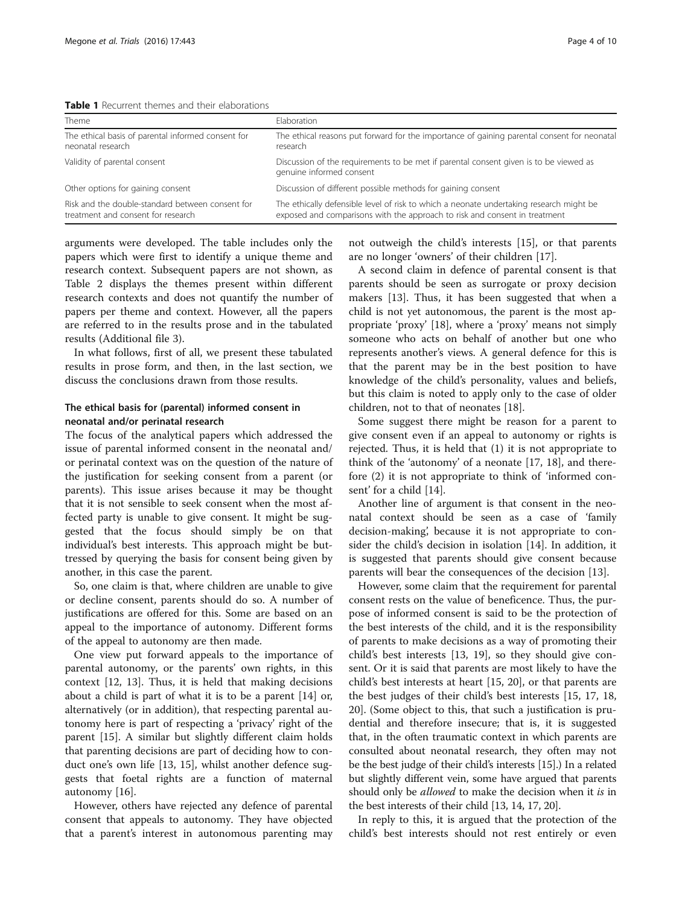**Table 1** Recurrent themes and their elaborations

| Theme | Elaboration |
|---|---|
| The ethical basis of parental informed consent for neonatal research | The ethical reasons put forward for the importance of gaining parental consent for neonatal research |
| Validity of parental consent | Discussion of the requirements to be met if parental consent given is to be viewed as genuine informed consent |
| Other options for gaining consent | Discussion of different possible methods for gaining consent |
| Risk and the double-standard between consent for treatment and consent for research | The ethically defensible level of risk to which a neonate undertaking research might be exposed and comparisons with the approach to risk and consent in treatment |

arguments were developed. The table includes only the papers which were first to identify a unique theme and research context. Subsequent papers are not shown, as Table 2 displays the themes present within different research contexts and does not quantify the number of papers per theme and context. However, all the papers are referred to in the results prose and in the tabulated results (Additional file 3).

In what follows, first of all, we present these tabulated results in prose form, and then, in the last section, we discuss the conclusions drawn from those results.

## The ethical basis for (parental) informed consent in neonatal and/or perinatal research

The focus of the analytical papers which addressed the issue of parental informed consent in the neonatal and/or perinatal context was on the question of the nature of the justification for seeking consent from a parent (or parents). This issue arises because it may be thought that it is not sensible to seek consent when the most affected party is unable to give consent. It might be suggested that the focus should simply be on that individual's best interests. This approach might be buttressed by querying the basis for consent being given by another, in this case the parent.

So, one claim is that, where children are unable to give or decline consent, parents should do so. A number of justifications are offered for this. Some are based on an appeal to the importance of autonomy. Different forms of the appeal to autonomy are then made.

One view put forward appeals to the importance of parental autonomy, or the parents' own rights, in this context [12, 13]. Thus, it is held that making decisions about a child is part of what it is to be a parent [14] or, alternatively (or in addition), that respecting parental autonomy here is part of respecting a 'privacy' right of the parent [15]. A similar but slightly different claim holds that parenting decisions are part of deciding how to conduct one's own life [13, 15], whilst another defence suggests that foetal rights are a function of maternal autonomy [16].

However, others have rejected any defence of parental consent that appeals to autonomy. They have objected that a parent's interest in autonomous parenting may not outweigh the child's interests [15], or that parents are no longer 'owners' of their children [17].

A second claim in defence of parental consent is that parents should be seen as surrogate or proxy decision makers [13]. Thus, it has been suggested that when a child is not yet autonomous, the parent is the most appropriate 'proxy' [18], where a 'proxy' means not simply someone who acts on behalf of another but one who represents another's views. A general defence for this is that the parent may be in the best position to have knowledge of the child's personality, values and beliefs, but this claim is noted to apply only to the case of older children, not to that of neonates [18].

Some suggest there might be reason for a parent to give consent even if an appeal to autonomy or rights is rejected. Thus, it is held that (1) it is not appropriate to think of the 'autonomy' of a neonate [17, 18], and therefore (2) it is not appropriate to think of 'informed consent' for a child [14].

Another line of argument is that consent in the neonatal context should be seen as a case of 'family decision-making', because it is not appropriate to consider the child's decision in isolation [14]. In addition, it is suggested that parents should give consent because parents will bear the consequences of the decision [13].

However, some claim that the requirement for parental consent rests on the value of beneficence. Thus, the purpose of informed consent is said to be the protection of the best interests of the child, and it is the responsibility of parents to make decisions as a way of promoting their child's best interests [13, 19], so they should give consent. Or it is said that parents are most likely to have the child's best interests at heart [15, 20], or that parents are the best judges of their child's best interests [15, 17, 18, 20]. (Some object to this, that such a justification is prudential and therefore insecure; that is, it is suggested that, in the often traumatic context in which parents are consulted about neonatal research, they often may not be the best judge of their child's interests [15].) In a related but slightly different vein, some have argued that parents should only be *allowed* to make the decision when it *is* in the best interests of their child [13, 14, 17, 20].

In reply to this, it is argued that the protection of the child's best interests should not rest entirely or even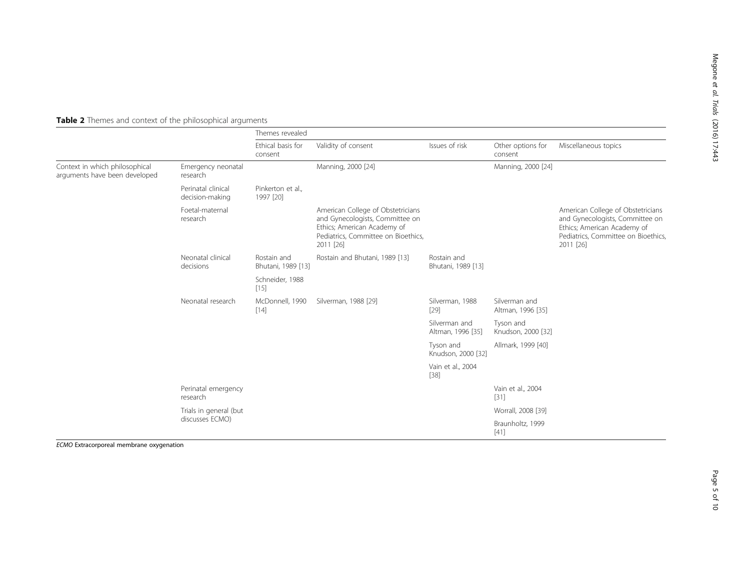**Table 2** Themes and context of the philosophical arguments

| | | Themes revealed | | | | |
|---|---|---|---|---|---|---|
| | | Ethical basis for consent | Validity of consent | Issues of risk | Other options for consent | Miscellaneous topics |
| Context in which philosophical arguments have been developed | Emergency neonatal research | | Manning, 2000 [24] | | Manning, 2000 [24] | |
| | Perinatal clinical decision-making | Pinkerton et al., 1997 [20] | | | | |
| | Foetal-maternal research | | American College of Obstetricians and Gynecologists, Committee on Ethics; American Academy of Pediatrics, Committee on Bioethics, 2011 [26] | | | American College of Obstetricians and Gynecologists, Committee on Ethics; American Academy of Pediatrics, Committee on Bioethics, 2011 [26] |
| | Neonatal clinical decisions | Rostain and Bhutani, 1989 [13] | Rostain and Bhutani, 1989 [13] | Rostain and Bhutani, 1989 [13] | | |
| | | Schneider, 1988 [15] | | | | |
| | Neonatal research | McDonnell, 1990 [14] | Silverman, 1988 [29] | Silverman, 1988 [29] | Silverman and Altman, 1996 [35] | |
| | | | | Silverman and Altman, 1996 [35] | Tyson and Knudson, 2000 [32] | |
| | | | | Tyson and Knudson, 2000 [32] | Allmark, 1999 [40] | |
| | | | | Vain et al., 2004 [38] | | |
| | Perinatal emergency research | | | | Vain et al., 2004 [31] | |
| | Trials in general (but discusses ECMO) | | | | Worrall, 2008 [39] | |
| | | | | | Braunholtz, 1999 [41] | |

*ECMO* Extracorporeal membrane oxygenation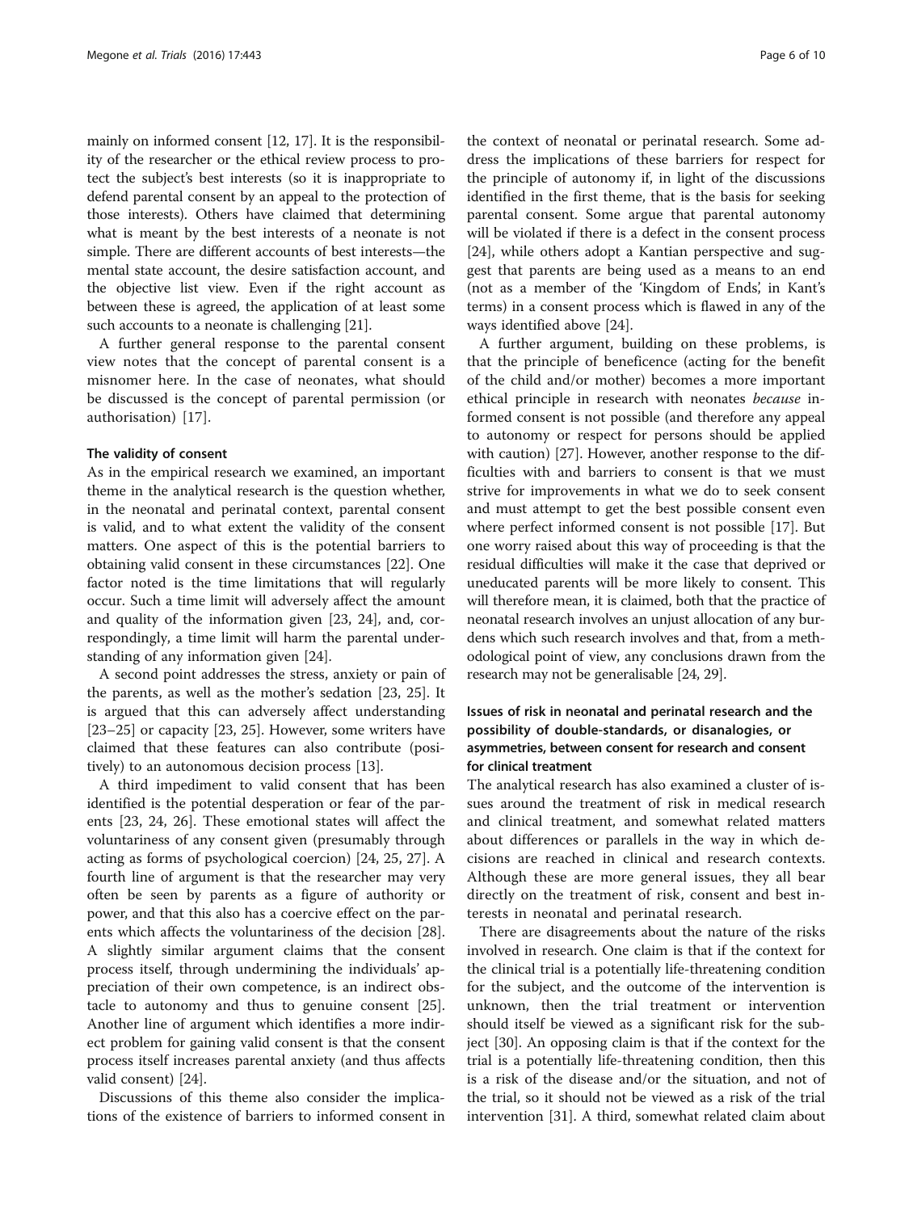mainly on informed consent [12, 17]. It is the responsibility of the researcher or the ethical review process to protect the subject's best interests (so it is inappropriate to defend parental consent by an appeal to the protection of those interests). Others have claimed that determining what is meant by the best interests of a neonate is not simple. There are different accounts of best interests—the mental state account, the desire satisfaction account, and the objective list view. Even if the right account as between these is agreed, the application of at least some such accounts to a neonate is challenging [21].

A further general response to the parental consent view notes that the concept of parental consent is a misnomer here. In the case of neonates, what should be discussed is the concept of parental permission (or authorisation) [17].

#### The validity of consent

As in the empirical research we examined, an important theme in the analytical research is the question whether, in the neonatal and perinatal context, parental consent is valid, and to what extent the validity of the consent matters. One aspect of this is the potential barriers to obtaining valid consent in these circumstances [22]. One factor noted is the time limitations that will regularly occur. Such a time limit will adversely affect the amount and quality of the information given [23, 24], and, correspondingly, a time limit will harm the parental understanding of any information given [24].

A second point addresses the stress, anxiety or pain of the parents, as well as the mother's sedation [23, 25]. It is argued that this can adversely affect understanding [23–25] or capacity [23, 25]. However, some writers have claimed that these features can also contribute (positively) to an autonomous decision process [13].

A third impediment to valid consent that has been identified is the potential desperation or fear of the parents [23, 24, 26]. These emotional states will affect the voluntariness of any consent given (presumably through acting as forms of psychological coercion) [24, 25, 27]. A fourth line of argument is that the researcher may very often be seen by parents as a figure of authority or power, and that this also has a coercive effect on the parents which affects the voluntariness of the decision [28]. A slightly similar argument claims that the consent process itself, through undermining the individuals' appreciation of their own competence, is an indirect obstacle to autonomy and thus to genuine consent [25]. Another line of argument which identifies a more indirect problem for gaining valid consent is that the consent process itself increases parental anxiety (and thus affects valid consent) [24].

Discussions of this theme also consider the implications of the existence of barriers to informed consent in the context of neonatal or perinatal research. Some address the implications of these barriers for respect for the principle of autonomy if, in light of the discussions identified in the first theme, that is the basis for seeking parental consent. Some argue that parental autonomy will be violated if there is a defect in the consent process [24], while others adopt a Kantian perspective and suggest that parents are being used as a means to an end (not as a member of the 'Kingdom of Ends', in Kant's terms) in a consent process which is flawed in any of the ways identified above [24].

A further argument, building on these problems, is that the principle of beneficence (acting for the benefit of the child and/or mother) becomes a more important ethical principle in research with neonates *because* informed consent is not possible (and therefore any appeal to autonomy or respect for persons should be applied with caution) [27]. However, another response to the difficulties with and barriers to consent is that we must strive for improvements in what we do to seek consent and must attempt to get the best possible consent even where perfect informed consent is not possible [17]. But one worry raised about this way of proceeding is that the residual difficulties will make it the case that deprived or uneducated parents will be more likely to consent. This will therefore mean, it is claimed, both that the practice of neonatal research involves an unjust allocation of any burdens which such research involves and that, from a methodological point of view, any conclusions drawn from the research may not be generalisable [24, 29].

#### Issues of risk in neonatal and perinatal research and the possibility of double-standards, or disanalogies, or asymmetries, between consent for research and consent for clinical treatment

The analytical research has also examined a cluster of issues around the treatment of risk in medical research and clinical treatment, and somewhat related matters about differences or parallels in the way in which decisions are reached in clinical and research contexts. Although these are more general issues, they all bear directly on the treatment of risk, consent and best interests in neonatal and perinatal research.

There are disagreements about the nature of the risks involved in research. One claim is that if the context for the clinical trial is a potentially life-threatening condition for the subject, and the outcome of the intervention is unknown, then the trial treatment or intervention should itself be viewed as a significant risk for the subject [30]. An opposing claim is that if the context for the trial is a potentially life-threatening condition, then this is a risk of the disease and/or the situation, and not of the trial, so it should not be viewed as a risk of the trial intervention [31]. A third, somewhat related claim about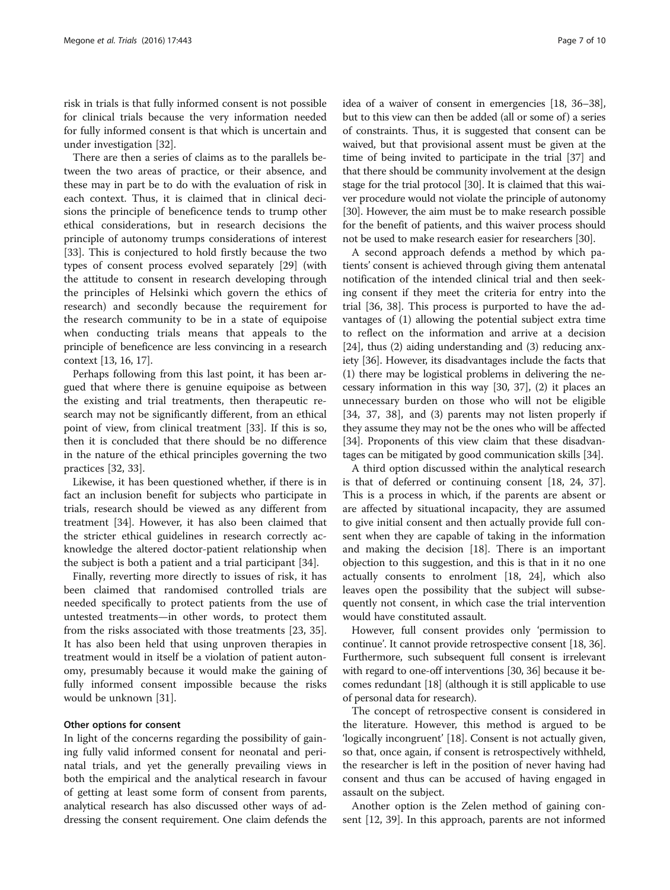risk in trials is that fully informed consent is not possible for clinical trials because the very information needed for fully informed consent is that which is uncertain and under investigation [32].

There are then a series of claims as to the parallels between the two areas of practice, or their absence, and these may in part be to do with the evaluation of risk in each context. Thus, it is claimed that in clinical decisions the principle of beneficence tends to trump other ethical considerations, but in research decisions the principle of autonomy trumps considerations of interest [33]. This is conjectured to hold firstly because the two types of consent process evolved separately [29] (with the attitude to consent in research developing through the principles of Helsinki which govern the ethics of research) and secondly because the requirement for the research community to be in a state of equipoise when conducting trials means that appeals to the principle of beneficence are less convincing in a research context [13, 16, 17].

Perhaps following from this last point, it has been argued that where there is genuine equipoise as between the existing and trial treatments, then therapeutic research may not be significantly different, from an ethical point of view, from clinical treatment [33]. If this is so, then it is concluded that there should be no difference in the nature of the ethical principles governing the two practices [32, 33].

Likewise, it has been questioned whether, if there is in fact an inclusion benefit for subjects who participate in trials, research should be viewed as any different from treatment [34]. However, it has also been claimed that the stricter ethical guidelines in research correctly acknowledge the altered doctor-patient relationship when the subject is both a patient and a trial participant [34].

Finally, reverting more directly to issues of risk, it has been claimed that randomised controlled trials are needed specifically to protect patients from the use of untested treatments—in other words, to protect them from the risks associated with those treatments [23, 35]. It has also been held that using unproven therapies in treatment would in itself be a violation of patient autonomy, presumably because it would make the gaining of fully informed consent impossible because the risks would be unknown [31].

#### Other options for consent

In light of the concerns regarding the possibility of gaining fully valid informed consent for neonatal and perinatal trials, and yet the generally prevailing views in both the empirical and the analytical research in favour of getting at least some form of consent from parents, analytical research has also discussed other ways of addressing the consent requirement. One claim defends the idea of a waiver of consent in emergencies [18, 36–38], but to this view can then be added (all or some of) a series of constraints. Thus, it is suggested that consent can be waived, but that provisional assent must be given at the time of being invited to participate in the trial [37] and that there should be community involvement at the design stage for the trial protocol [30]. It is claimed that this waiver procedure would not violate the principle of autonomy [30]. However, the aim must be to make research possible for the benefit of patients, and this waiver process should not be used to make research easier for researchers [30].

A second approach defends a method by which patients' consent is achieved through giving them antenatal notification of the intended clinical trial and then seeking consent if they meet the criteria for entry into the trial [36, 38]. This process is purported to have the advantages of (1) allowing the potential subject extra time to reflect on the information and arrive at a decision [24], thus (2) aiding understanding and (3) reducing anxiety [36]. However, its disadvantages include the facts that (1) there may be logistical problems in delivering the necessary information in this way [30, 37], (2) it places an unnecessary burden on those who will not be eligible [34, 37, 38], and (3) parents may not listen properly if they assume they may not be the ones who will be affected [34]. Proponents of this view claim that these disadvantages can be mitigated by good communication skills [34].

A third option discussed within the analytical research is that of deferred or continuing consent [18, 24, 37]. This is a process in which, if the parents are absent or are affected by situational incapacity, they are assumed to give initial consent and then actually provide full consent when they are capable of taking in the information and making the decision [18]. There is an important objection to this suggestion, and this is that in it no one actually consents to enrolment [18, 24], which also leaves open the possibility that the subject will subsequently not consent, in which case the trial intervention would have constituted assault.

However, full consent provides only 'permission to continue'. It cannot provide retrospective consent [18, 36]. Furthermore, such subsequent full consent is irrelevant with regard to one-off interventions [30, 36] because it becomes redundant [18] (although it is still applicable to use of personal data for research).

The concept of retrospective consent is considered in the literature. However, this method is argued to be 'logically incongruent' [18]. Consent is not actually given, so that, once again, if consent is retrospectively withheld, the researcher is left in the position of never having had consent and thus can be accused of having engaged in assault on the subject.

Another option is the Zelen method of gaining consent [12, 39]. In this approach, parents are not informed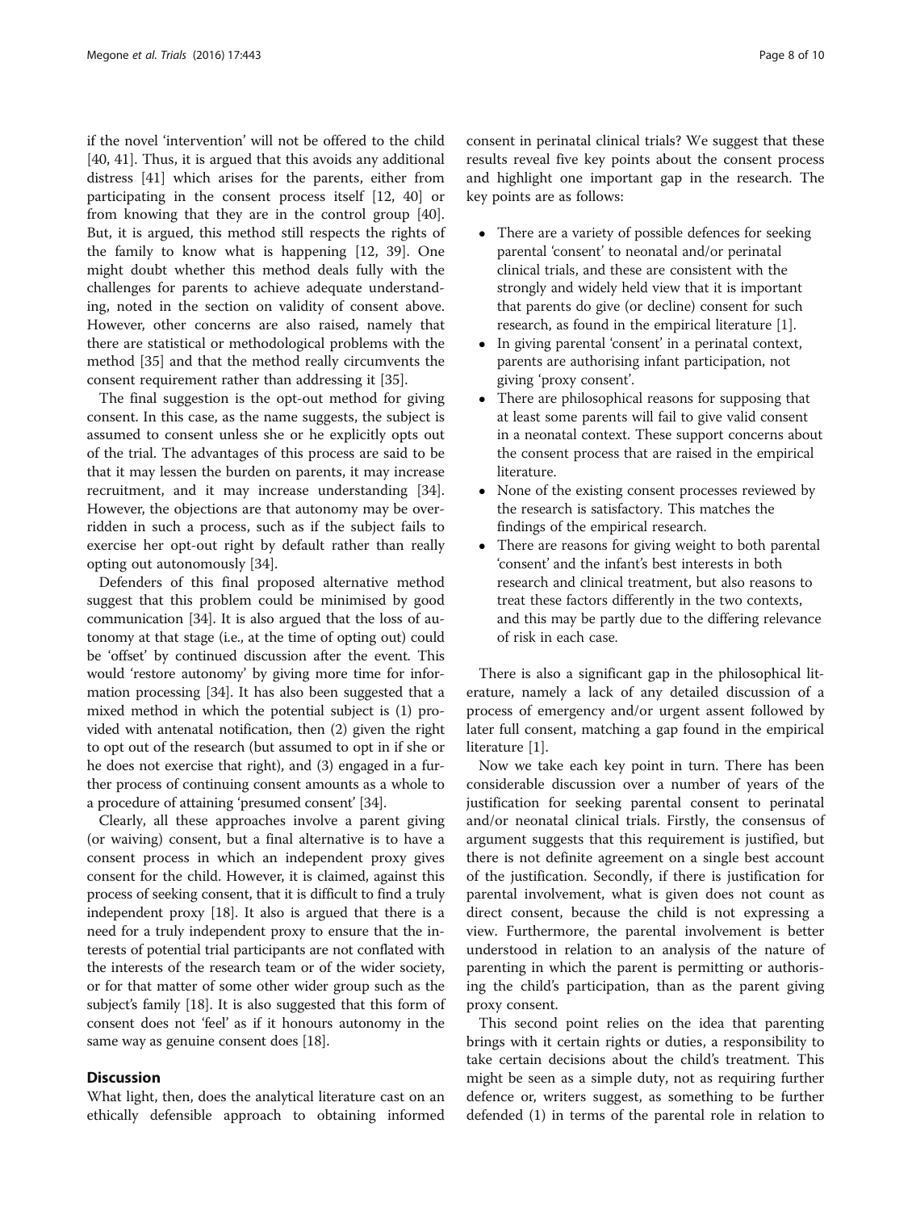if the novel 'intervention' will not be offered to the child [40, 41]. Thus, it is argued that this avoids any additional distress [41] which arises for the parents, either from participating in the consent process itself [12, 40] or from knowing that they are in the control group [40]. But, it is argued, this method still respects the rights of the family to know what is happening [12, 39]. One might doubt whether this method deals fully with the challenges for parents to achieve adequate understanding, noted in the section on validity of consent above. However, other concerns are also raised, namely that there are statistical or methodological problems with the method [35] and that the method really circumvents the consent requirement rather than addressing it [35].

The final suggestion is the opt-out method for giving consent. In this case, as the name suggests, the subject is assumed to consent unless she or he explicitly opts out of the trial. The advantages of this process are said to be that it may lessen the burden on parents, it may increase recruitment, and it may increase understanding [34]. However, the objections are that autonomy may be overridden in such a process, such as if the subject fails to exercise her opt-out right by default rather than really opting out autonomously [34].

Defenders of this final proposed alternative method suggest that this problem could be minimised by good communication [34]. It is also argued that the loss of autonomy at that stage (i.e., at the time of opting out) could be 'offset' by continued discussion after the event. This would 'restore autonomy' by giving more time for information processing [34]. It has also been suggested that a mixed method in which the potential subject is (1) provided with antenatal notification, then (2) given the right to opt out of the research (but assumed to opt in if she or he does not exercise that right), and (3) engaged in a further process of continuing consent amounts as a whole to a procedure of attaining 'presumed consent' [34].

Clearly, all these approaches involve a parent giving (or waiving) consent, but a final alternative is to have a consent process in which an independent proxy gives consent for the child. However, it is claimed, against this process of seeking consent, that it is difficult to find a truly independent proxy [18]. It also is argued that there is a need for a truly independent proxy to ensure that the interests of potential trial participants are not conflated with the interests of the research team or of the wider society, or for that matter of some other wider group such as the subject's family [18]. It is also suggested that this form of consent does not 'feel' as if it honours autonomy in the same way as genuine consent does [18].

## Discussion

What light, then, does the analytical literature cast on an ethically defensible approach to obtaining informed consent in perinatal clinical trials? We suggest that these results reveal five key points about the consent process and highlight one important gap in the research. The key points are as follows:

- There are a variety of possible defences for seeking parental 'consent' to neonatal and/or perinatal clinical trials, and these are consistent with the strongly and widely held view that it is important that parents do give (or decline) consent for such research, as found in the empirical literature [1].
- In giving parental 'consent' in a perinatal context, parents are authorising infant participation, not giving 'proxy consent'.
- There are philosophical reasons for supposing that at least some parents will fail to give valid consent in a neonatal context. These support concerns about the consent process that are raised in the empirical literature.
- None of the existing consent processes reviewed by the research is satisfactory. This matches the findings of the empirical research.
- There are reasons for giving weight to both parental 'consent' and the infant's best interests in both research and clinical treatment, but also reasons to treat these factors differently in the two contexts, and this may be partly due to the differing relevance of risk in each case.

There is also a significant gap in the philosophical literature, namely a lack of any detailed discussion of a process of emergency and/or urgent assent followed by later full consent, matching a gap found in the empirical literature [1].

Now we take each key point in turn. There has been considerable discussion over a number of years of the justification for seeking parental consent to perinatal and/or neonatal clinical trials. Firstly, the consensus of argument suggests that this requirement is justified, but there is not definite agreement on a single best account of the justification. Secondly, if there is justification for parental involvement, what is given does not count as direct consent, because the child is not expressing a view. Furthermore, the parental involvement is better understood in relation to an analysis of the nature of parenting in which the parent is permitting or authorising the child's participation, than as the parent giving proxy consent.

This second point relies on the idea that parenting brings with it certain rights or duties, a responsibility to take certain decisions about the child's treatment. This might be seen as a simple duty, not as requiring further defence or, writers suggest, as something to be further defended (1) in terms of the parental role in relation to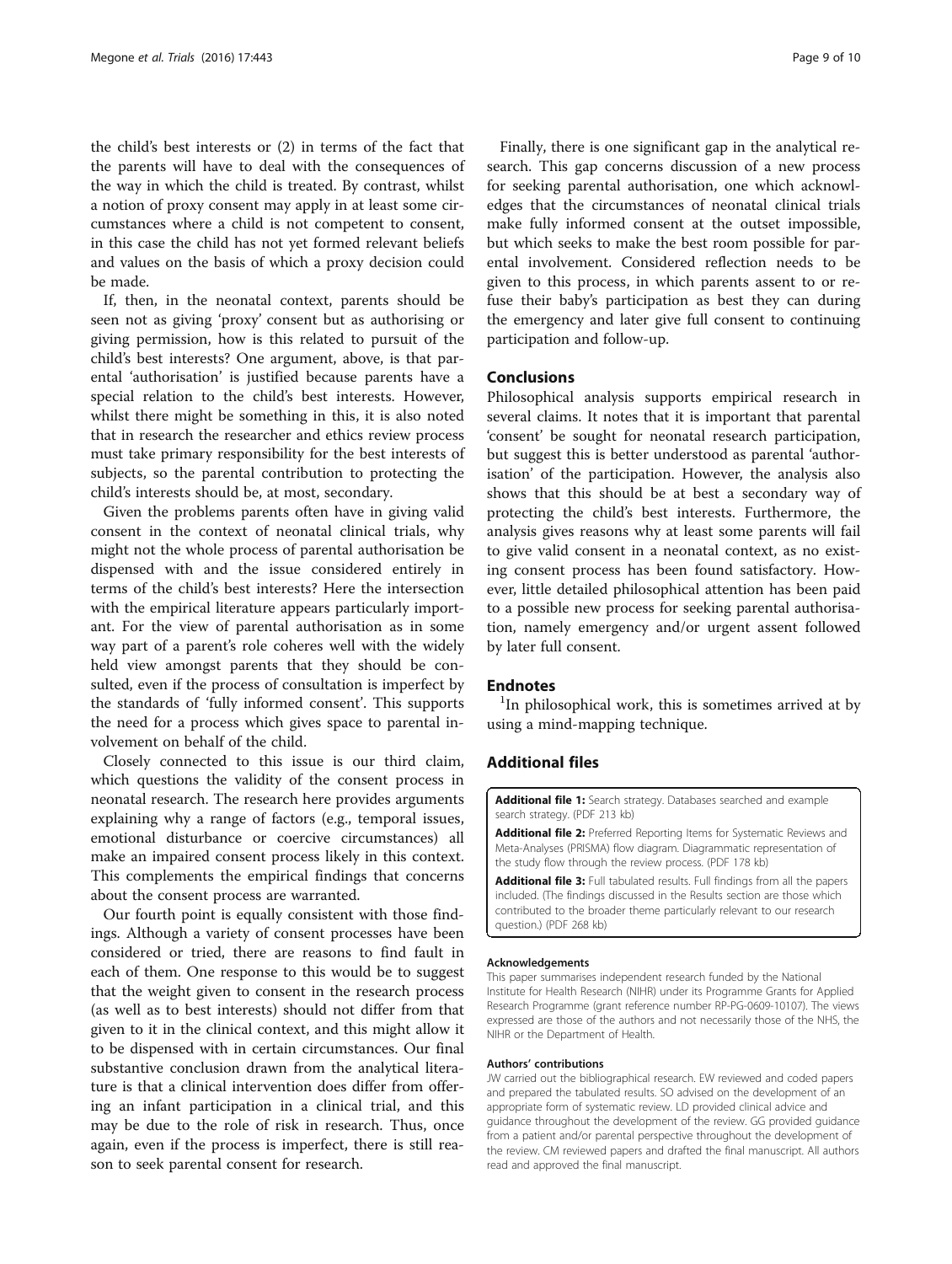the child's best interests or (2) in terms of the fact that the parents will have to deal with the consequences of the way in which the child is treated. By contrast, whilst a notion of proxy consent may apply in at least some circumstances where a child is not competent to consent, in this case the child has not yet formed relevant beliefs and values on the basis of which a proxy decision could be made.

If, then, in the neonatal context, parents should be seen not as giving 'proxy' consent but as authorising or giving permission, how is this related to pursuit of the child's best interests? One argument, above, is that parental 'authorisation' is justified because parents have a special relation to the child's best interests. However, whilst there might be something in this, it is also noted that in research the researcher and ethics review process must take primary responsibility for the best interests of subjects, so the parental contribution to protecting the child's interests should be, at most, secondary.

Given the problems parents often have in giving valid consent in the context of neonatal clinical trials, why might not the whole process of parental authorisation be dispensed with and the issue considered entirely in terms of the child's best interests? Here the intersection with the empirical literature appears particularly important. For the view of parental authorisation as in some way part of a parent's role coheres well with the widely held view amongst parents that they should be consulted, even if the process of consultation is imperfect by the standards of 'fully informed consent'. This supports the need for a process which gives space to parental involvement on behalf of the child.

Closely connected to this issue is our third claim, which questions the validity of the consent process in neonatal research. The research here provides arguments explaining why a range of factors (e.g., temporal issues, emotional disturbance or coercive circumstances) all make an impaired consent process likely in this context. This complements the empirical findings that concerns about the consent process are warranted.

Our fourth point is equally consistent with those findings. Although a variety of consent processes have been considered or tried, there are reasons to find fault in each of them. One response to this would be to suggest that the weight given to consent in the research process (as well as to best interests) should not differ from that given to it in the clinical context, and this might allow it to be dispensed with in certain circumstances. Our final substantive conclusion drawn from the analytical literature is that a clinical intervention does differ from offering an infant participation in a clinical trial, and this may be due to the role of risk in research. Thus, once again, even if the process is imperfect, there is still reason to seek parental consent for research.

Finally, there is one significant gap in the analytical research. This gap concerns discussion of a new process for seeking parental authorisation, one which acknowledges that the circumstances of neonatal clinical trials make fully informed consent at the outset impossible, but which seeks to make the best room possible for parental involvement. Considered reflection needs to be given to this process, in which parents assent to or refuse their baby's participation as best they can during the emergency and later give full consent to continuing participation and follow-up.

## Conclusions

Philosophical analysis supports empirical research in several claims. It notes that it is important that parental 'consent' be sought for neonatal research participation, but suggest this is better understood as parental 'authorisation' of the participation. However, the analysis also shows that this should be at best a secondary way of protecting the child's best interests. Furthermore, the analysis gives reasons why at least some parents will fail to give valid consent in a neonatal context, as no existing consent process has been found satisfactory. However, little detailed philosophical attention has been paid to a possible new process for seeking parental authorisation, namely emergency and/or urgent assent followed by later full consent.

## Endnotes

[1]In philosophical work, this is sometimes arrived at by using a mind-mapping technique.

## Additional files

**Additional file 1:** Search strategy. Databases searched and example search strategy. (PDF 213 kb)

**Additional file 2:** Preferred Reporting Items for Systematic Reviews and Meta-Analyses (PRISMA) flow diagram. Diagrammatic representation of the study flow through the review process. (PDF 178 kb)

**Additional file 3:** Full tabulated results. Full findings from all the papers included. (The findings discussed in the Results section are those which contributed to the broader theme particularly relevant to our research question.) (PDF 268 kb)

#### Acknowledgements

This paper summarises independent research funded by the National Institute for Health Research (NIHR) under its Programme Grants for Applied Research Programme (grant reference number RP-PG-0609-10107). The views expressed are those of the authors and not necessarily those of the NHS, the NIHR or the Department of Health.

#### Authors' contributions

JW carried out the bibliographical research. EW reviewed and coded papers and prepared the tabulated results. SO advised on the development of an appropriate form of systematic review. LD provided clinical advice and guidance throughout the development of the review. GG provided guidance from a patient and/or parental perspective throughout the development of the review. CM reviewed papers and drafted the final manuscript. All authors read and approved the final manuscript.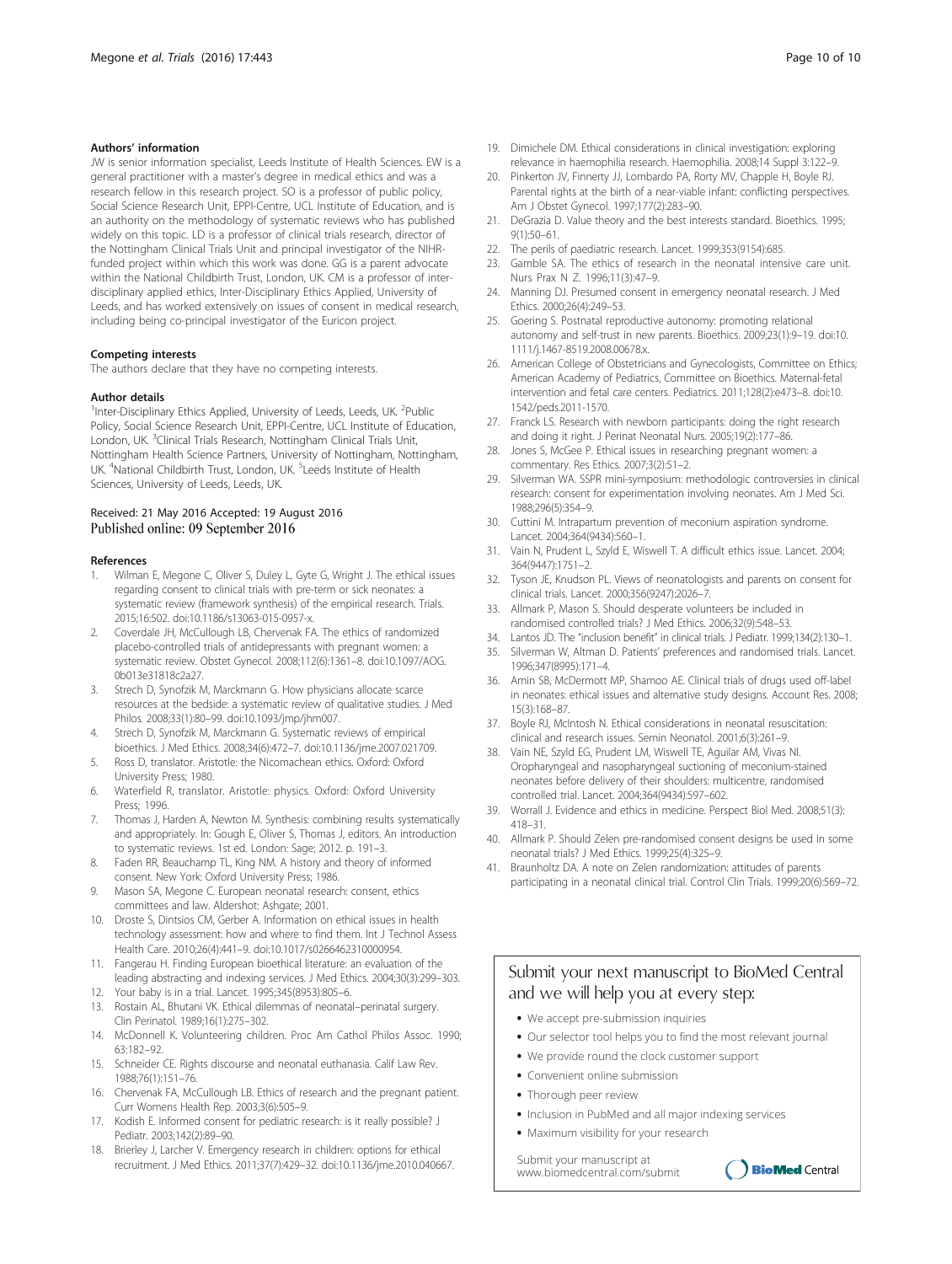### Authors' information

JW is senior information specialist, Leeds Institute of Health Sciences. EW is a general practitioner with a master's degree in medical ethics and was a research fellow in this research project. SO is a professor of public policy, Social Science Research Unit, EPPI-Centre, UCL Institute of Education, and is an authority on the methodology of systematic reviews who has published widely on this topic. LD is a professor of clinical trials research, director of the Nottingham Clinical Trials Unit and principal investigator of the NIHR-funded project within which this work was done. GG is a parent advocate within the National Childbirth Trust, London, UK. CM is a professor of inter-disciplinary applied ethics, Inter-Disciplinary Ethics Applied, University of Leeds, and has worked extensively on issues of consent in medical research, including being co-principal investigator of the Euricon project.

### Competing interests

The authors declare that they have no competing interests.

### Author details

[1]Inter-Disciplinary Ethics Applied, University of Leeds, Leeds, UK. [2]Public Policy, Social Science Research Unit, EPPI-Centre, UCL Institute of Education, London, UK. [3]Clinical Trials Research, Nottingham Clinical Trials Unit, Nottingham Health Science Partners, University of Nottingham, Nottingham, UK. [4]National Childbirth Trust, London, UK. [5]Leeds Institute of Health Sciences, University of Leeds, Leeds, UK.

Received: 21 May 2016 Accepted: 19 August 2016
Published online: 09 September 2016

### References

1. Wilman E, Megone C, Oliver S, Duley L, Gyte G, Wright J. The ethical issues regarding consent to clinical trials with pre-term or sick neonates: a systematic review (framework synthesis) of the empirical research. Trials. 2015;16:502. doi:10.1186/s13063-015-0957-x.
2. Coverdale JH, McCullough LB, Chervenak FA. The ethics of randomized placebo-controlled trials of antidepressants with pregnant women: a systematic review. Obstet Gynecol. 2008;112(6):1361–8. doi:10.1097/AOG. 0b013e31818c2a27.
3. Strech D, Synofzik M, Marckmann G. How physicians allocate scarce resources at the bedside: a systematic review of qualitative studies. J Med Philos. 2008;33(1):80–99. doi:10.1093/jmp/jhm007.
4. Strech D, Synofzik M, Marckmann G. Systematic reviews of empirical bioethics. J Med Ethics. 2008;34(6):472–7. doi:10.1136/jme.2007.021709.
5. Ross D, translator. Aristotle: the Nicomachean ethics. Oxford: Oxford University Press; 1980.
6. Waterfield R, translator. Aristotle: physics. Oxford: Oxford University Press; 1996.
7. Thomas J, Harden A, Newton M. Synthesis: combining results systematically and appropriately. In: Gough E, Oliver S, Thomas J, editors. An introduction to systematic reviews. 1st ed. London: Sage; 2012. p. 191–3.
8. Faden RR, Beauchamp TL, King NM. A history and theory of informed consent. New York: Oxford University Press; 1986.
9. Mason SA, Megone C. European neonatal research: consent, ethics committees and law. Aldershot: Ashgate; 2001.
10. Droste S, Dintsios CM, Gerber A. Information on ethical issues in health technology assessment: how and where to find them. Int J Technol Assess Health Care. 2010;26(4):441–9. doi:10.1017/s0266462310000954.
11. Fangerau H. Finding European bioethical literature: an evaluation of the leading abstracting and indexing services. J Med Ethics. 2004;30(3):299–303.
12. Your baby is in a trial. Lancet. 1995;345(8953):805–6.
13. Rostain AL, Bhutani VK. Ethical dilemmas of neonatal–perinatal surgery. Clin Perinatol. 1989;16(1):275–302.
14. McDonnell K. Volunteering children. Proc Am Cathol Philos Assoc. 1990; 63:182–92.
15. Schneider CE. Rights discourse and neonatal euthanasia. Calif Law Rev. 1988;76(1):151–76.
16. Chervenak FA, McCullough LB. Ethics of research and the pregnant patient. Curr Womens Health Rep. 2003;3(6):505–9.
17. Kodish E. Informed consent for pediatric research: is it really possible? J Pediatr. 2003;142(2):89–90.
18. Brierley J, Larcher V. Emergency research in children: options for ethical recruitment. J Med Ethics. 2011;37(7):429–32. doi:10.1136/jme.2010.040667.
19. Dimichele DM. Ethical considerations in clinical investigation: exploring relevance in haemophilia research. Haemophilia. 2008;14 Suppl 3:122–9.
20. Pinkerton JV, Finnerty JJ, Lombardo PA, Rorty MV, Chapple H, Boyle RJ. Parental rights at the birth of a near-viable infant: conflicting perspectives. Am J Obstet Gynecol. 1997;177(2):283–90.
21. DeGrazia D. Value theory and the best interests standard. Bioethics. 1995; 9(1):50–61.
22. The perils of paediatric research. Lancet. 1999;353(9154):685.
23. Gamble SA. The ethics of research in the neonatal intensive care unit. Nurs Prax N Z. 1996;11(3):47–9.
24. Manning DJ. Presumed consent in emergency neonatal research. J Med Ethics. 2000;26(4):249–53.
25. Goering S. Postnatal reproductive autonomy: promoting relational autonomy and self-trust in new parents. Bioethics. 2009;23(1):9–19. doi:10. 1111/j.1467-8519.2008.00678.x.
26. American College of Obstetricians and Gynecologists, Committee on Ethics; American Academy of Pediatrics, Committee on Bioethics. Maternal-fetal intervention and fetal care centers. Pediatrics. 2011;128(2):e473–8. doi:10. 1542/peds.2011-1570.
27. Franck LS. Research with newborn participants: doing the right research and doing it right. J Perinat Neonatal Nurs. 2005;19(2):177–86.
28. Jones S, McGee P. Ethical issues in researching pregnant women: a commentary. Res Ethics. 2007;3(2):51–2.
29. Silverman WA. SSPR mini-symposium: methodologic controversies in clinical research: consent for experimentation involving neonates. Am J Med Sci. 1988;296(5):354–9.
30. Cuttini M. Intrapartum prevention of meconium aspiration syndrome. Lancet. 2004;364(9434):560–1.
31. Vain N, Prudent L, Szyld E, Wiswell T. A difficult ethics issue. Lancet. 2004; 364(9447):1751–2.
32. Tyson JE, Knudson PL. Views of neonatologists and parents on consent for clinical trials. Lancet. 2000;356(9247):2026–7.
33. Allmark P, Mason S. Should desperate volunteers be included in randomised controlled trials? J Med Ethics. 2006;32(9):548–53.
34. Lantos JD. The "inclusion benefit" in clinical trials. J Pediatr. 1999;134(2):130–1.
35. Silverman W, Altman D. Patients' preferences and randomised trials. Lancet. 1996;347(8995):171–4.
36. Amin SB, McDermott MP, Shamoo AE. Clinical trials of drugs used off-label in neonates: ethical issues and alternative study designs. Account Res. 2008; 15(3):168–87.
37. Boyle RJ, McIntosh N. Ethical considerations in neonatal resuscitation: clinical and research issues. Semin Neonatol. 2001;6(3):261–9.
38. Vain NE, Szyld EG, Prudent LM, Wiswell TE, Aguilar AM, Vivas NI. Oropharyngeal and nasopharyngeal suctioning of meconium-stained neonates before delivery of their shoulders: multicentre, randomised controlled trial. Lancet. 2004;364(9434):597–602.
39. Worrall J. Evidence and ethics in medicine. Perspect Biol Med. 2008;51(3): 418–31.
40. Allmark P. Should Zelen pre-randomised consent designs be used in some neonatal trials? J Med Ethics. 1999;25(4):325–9.
41. Braunholtz DA. A note on Zelen randomization: attitudes of parents participating in a neonatal clinical trial. Control Clin Trials. 1999;20(6):569–72.

Submit your next manuscript to BioMed Central and we will help you at every step:

- We accept pre-submission inquiries
- Our selector tool helps you to find the most relevant journal
- We provide round the clock customer support
- Convenient online submission
- Thorough peer review
- Inclusion in PubMed and all major indexing services
- Maximum visibility for your research

Submit your manuscript at www.biomedcentral.com/submit

BioMed Central